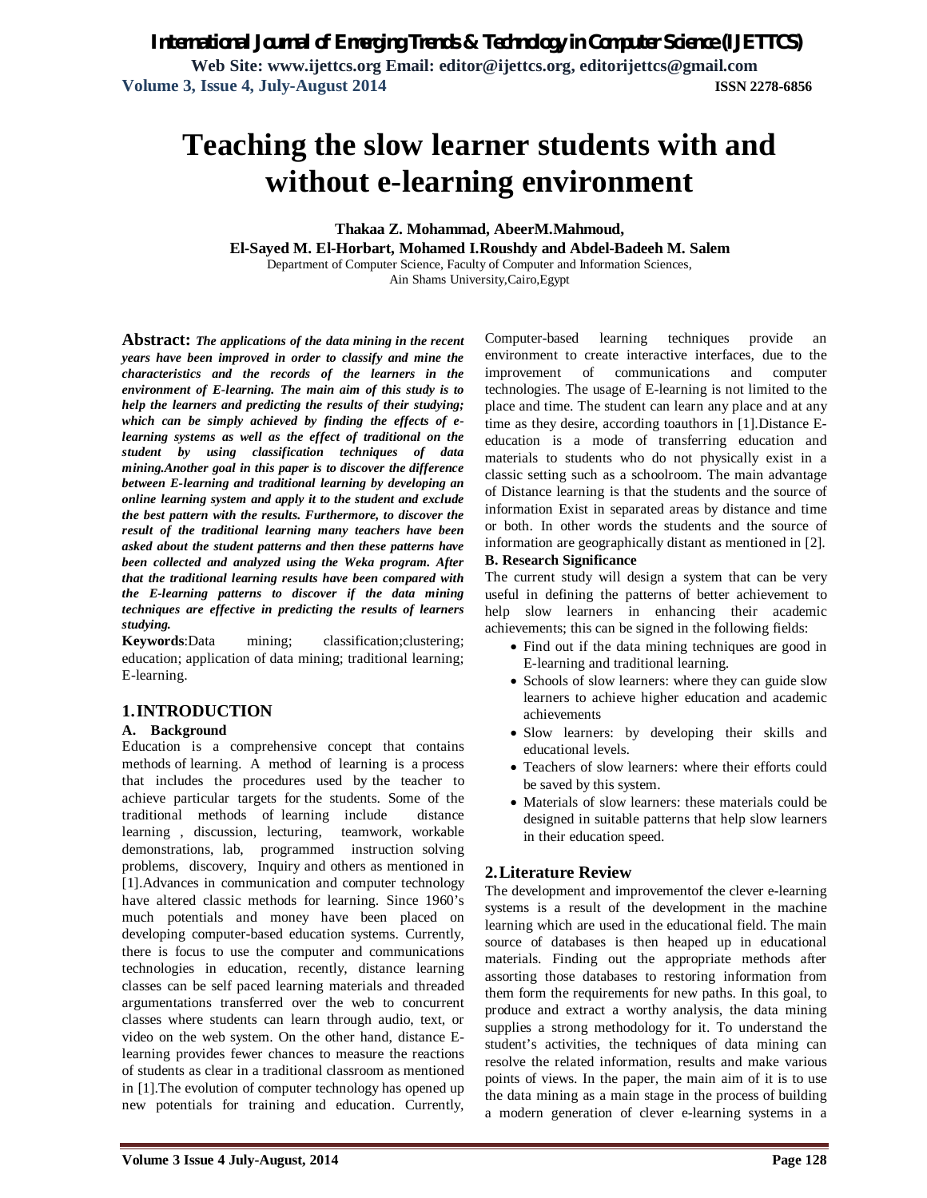# Teaching the slow learner students with and without e-learning environment

**Thakaa Z. Mohammad, AbeerM.Mahmoud,**
**El-Sayed M. El-Horbart, Mohamed I.Roushdy and Abdel-Badeeh M. Salem**

Department of Computer Science, Faculty of Computer and Information Sciences,
Ain Shams University,Cairo,Egypt

**Abstract:** ***The applications of the data mining in the recent years have been improved in order to classify and mine the characteristics and the records of the learners in the environment of E-learning. The main aim of this study is to help the learners and predicting the results of their studying; which can be simply achieved by finding the effects of e-learning systems as well as the effect of traditional on the student by using classification techniques of data mining.Another goal in this paper is to discover the difference between E-learning and traditional learning by developing an online learning system and apply it to the student and exclude the best pattern with the results. Furthermore, to discover the result of the traditional learning many teachers have been asked about the student patterns and then these patterns have been collected and analyzed using the Weka program. After that the traditional learning results have been compared with the E-learning patterns to discover if the data mining techniques are effective in predicting the results of learners studying.***

**Keywords**:Data mining; classification;clustering; education; application of data mining; traditional learning; E-learning.

## 1.INTRODUCTION

### A. Background

Education is a comprehensive concept that contains methods of learning. A method of learning is a process that includes the procedures used by the teacher to achieve particular targets for the students. Some of the traditional methods of learning include distance learning , discussion, lecturing, teamwork, workable demonstrations, lab, programmed instruction solving problems, discovery, Inquiry and others as mentioned in [1].Advances in communication and computer technology have altered classic methods for learning. Since 1960's much potentials and money have been placed on developing computer-based education systems. Currently, there is focus to use the computer and communications technologies in education, recently, distance learning classes can be self paced learning materials and threaded argumentations transferred over the web to concurrent classes where students can learn through audio, text, or video on the web system. On the other hand, distance E-learning provides fewer chances to measure the reactions of students as clear in a traditional classroom as mentioned in [1].The evolution of computer technology has opened up new potentials for training and education. Currently, Computer-based learning techniques provide an environment to create interactive interfaces, due to the improvement of communications and computer technologies. The usage of E-learning is not limited to the place and time. The student can learn any place and at any time as they desire, according toauthors in [1].Distance E-education is a mode of transferring education and materials to students who do not physically exist in a classic setting such as a schoolroom. The main advantage of Distance learning is that the students and the source of information Exist in separated areas by distance and time or both. In other words the students and the source of information are geographically distant as mentioned in [2].

### B. Research Significance

The current study will design a system that can be very useful in defining the patterns of better achievement to help slow learners in enhancing their academic achievements; this can be signed in the following fields:

- Find out if the data mining techniques are good in E-learning and traditional learning.
- Schools of slow learners: where they can guide slow learners to achieve higher education and academic achievements
- Slow learners: by developing their skills and educational levels.
- Teachers of slow learners: where their efforts could be saved by this system.
- Materials of slow learners: these materials could be designed in suitable patterns that help slow learners in their education speed.

## 2.Literature Review

The development and improvementof the clever e-learning systems is a result of the development in the machine learning which are used in the educational field. The main source of databases is then heaped up in educational materials. Finding out the appropriate methods after assorting those databases to restoring information from them form the requirements for new paths. In this goal, to produce and extract a worthy analysis, the data mining supplies a strong methodology for it. To understand the student's activities, the techniques of data mining can resolve the related information, results and make various points of views. In the paper, the main aim of it is to use the data mining as a main stage in the process of building a modern generation of clever e-learning systems in a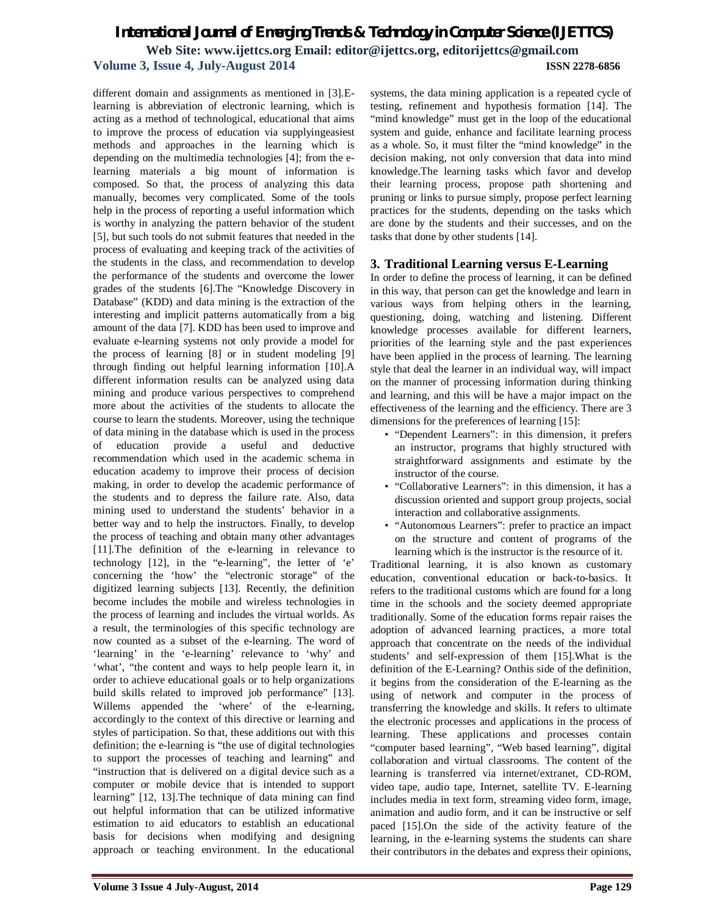different domain and assignments as mentioned in [3].E-learning is abbreviation of electronic learning, which is acting as a method of technological, educational that aims to improve the process of education via supplyingeasiest methods and approaches in the learning which is depending on the multimedia technologies [4]; from the e-learning materials a big mount of information is composed. So that, the process of analyzing this data manually, becomes very complicated. Some of the tools help in the process of reporting a useful information which is worthy in analyzing the pattern behavior of the student [5], but such tools do not submit features that needed in the process of evaluating and keeping track of the activities of the students in the class, and recommendation to develop the performance of the students and overcome the lower grades of the students [6].The "Knowledge Discovery in Database" (KDD) and data mining is the extraction of the interesting and implicit patterns automatically from a big amount of the data [7]. KDD has been used to improve and evaluate e-learning systems not only provide a model for the process of learning [8] or in student modeling [9] through finding out helpful learning information [10].A different information results can be analyzed using data mining and produce various perspectives to comprehend more about the activities of the students to allocate the course to learn the students. Moreover, using the technique of data mining in the database which is used in the process of education provide a useful and deductive recommendation which used in the academic schema in education academy to improve their process of decision making, in order to develop the academic performance of the students and to depress the failure rate. Also, data mining used to understand the students' behavior in a better way and to help the instructors. Finally, to develop the process of teaching and obtain many other advantages [11].The definition of the e-learning in relevance to technology [12], in the "e-learning", the letter of 'e' concerning the 'how' the "electronic storage" of the digitized learning subjects [13]. Recently, the definition become includes the mobile and wireless technologies in the process of learning and includes the virtual worlds. As a result, the terminologies of this specific technology are now counted as a subset of the e-learning. The word of 'learning' in the 'e-learning' relevance to 'why' and 'what', "the content and ways to help people learn it, in order to achieve educational goals or to help organizations build skills related to improved job performance" [13]. Willems appended the 'where' of the e-learning, accordingly to the context of this directive or learning and styles of participation. So that, these additions out with this definition; the e-learning is "the use of digital technologies to support the processes of teaching and learning" and "instruction that is delivered on a digital device such as a computer or mobile device that is intended to support learning" [12, 13].The technique of data mining can find out helpful information that can be utilized informative estimation to aid educators to establish an educational basis for decisions when modifying and designing approach or teaching environment. In the educational systems, the data mining application is a repeated cycle of testing, refinement and hypothesis formation [14]. The "mind knowledge" must get in the loop of the educational system and guide, enhance and facilitate learning process as a whole. So, it must filter the "mind knowledge" in the decision making, not only conversion that data into mind knowledge.The learning tasks which favor and develop their learning process, propose path shortening and pruning or links to pursue simply, propose perfect learning practices for the students, depending on the tasks which are done by the students and their successes, and on the tasks that done by other students [14].

## 3. Traditional Learning versus E-Learning

In order to define the process of learning, it can be defined in this way, that person can get the knowledge and learn in various ways from helping others in the learning, questioning, doing, watching and listening. Different knowledge processes available for different learners, priorities of the learning style and the past experiences have been applied in the process of learning. The learning style that deal the learner in an individual way, will impact on the manner of processing information during thinking and learning, and this will be have a major impact on the effectiveness of the learning and the efficiency. There are 3 dimensions for the preferences of learning [15]:

- "Dependent Learners": in this dimension, it prefers an instructor, programs that highly structured with straightforward assignments and estimate by the instructor of the course.
- "Collaborative Learners": in this dimension, it has a discussion oriented and support group projects, social interaction and collaborative assignments.
- "Autonomous Learners": prefer to practice an impact on the structure and content of programs of the learning which is the instructor is the resource of it.

Traditional learning, it is also known as customary education, conventional education or back-to-basics. It refers to the traditional customs which are found for a long time in the schools and the society deemed appropriate traditionally. Some of the education forms repair raises the adoption of advanced learning practices, a more total approach that concentrate on the needs of the individual students' and self-expression of them [15].What is the definition of the E-Learning? Onthis side of the definition, it begins from the consideration of the E-learning as the using of network and computer in the process of transferring the knowledge and skills. It refers to ultimate the electronic processes and applications in the process of learning. These applications and processes contain "computer based learning", "Web based learning", digital collaboration and virtual classrooms. The content of the learning is transferred via internet/extranet, CD-ROM, video tape, audio tape, Internet, satellite TV. E-learning includes media in text form, streaming video form, image, animation and audio form, and it can be instructive or self paced [15].On the side of the activity feature of the learning, in the e-learning systems the students can share their contributors in the debates and express their opinions,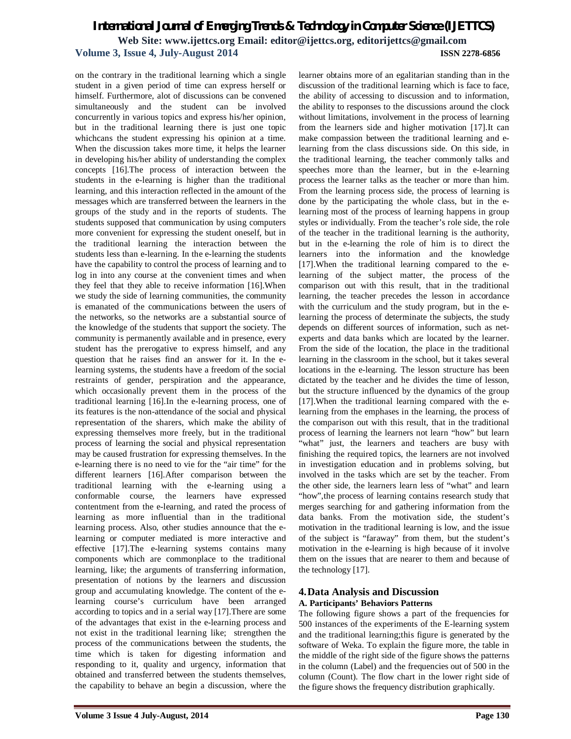on the contrary in the traditional learning which a single student in a given period of time can express herself or himself. Furthermore, alot of discussions can be convened simultaneously and the student can be involved concurrently in various topics and express his/her opinion, but in the traditional learning there is just one topic whichcans the student expressing his opinion at a time. When the discussion takes more time, it helps the learner in developing his/her ability of understanding the complex concepts [16].The process of interaction between the students in the e-learning is higher than the traditional learning, and this interaction reflected in the amount of the messages which are transferred between the learners in the groups of the study and in the reports of students. The students supposed that communication by using computers more convenient for expressing the student oneself, but in the traditional learning the interaction between the students less than e-learning. In the e-learning the students have the capability to control the process of learning and to log in into any course at the convenient times and when they feel that they able to receive information [16].When we study the side of learning communities, the community is emanated of the communications between the users of the networks, so the networks are a substantial source of the knowledge of the students that support the society. The community is permanently available and in presence, every student has the prerogative to express himself, and any question that he raises find an answer for it. In the e-learning systems, the students have a freedom of the social restraints of gender, perspiration and the appearance, which occasionally prevent them in the process of the traditional learning [16].In the e-learning process, one of its features is the non-attendance of the social and physical representation of the sharers, which make the ability of expressing themselves more freely, but in the traditional process of learning the social and physical representation may be caused frustration for expressing themselves. In the e-learning there is no need to vie for the "air time" for the different learners [16].After comparison between the traditional learning with the e-learning using a conformable course, the learners have expressed contentment from the e-learning, and rated the process of learning as more influential than in the traditional learning process. Also, other studies announce that the e-learning or computer mediated is more interactive and effective [17].The e-learning systems contains many components which are commonplace to the traditional learning, like; the arguments of transferring information, presentation of notions by the learners and discussion group and accumulating knowledge. The content of the e-learning course's curriculum have been arranged according to topics and in a serial way [17].There are some of the advantages that exist in the e-learning process and not exist in the traditional learning like; strengthen the process of the communications between the students, the time which is taken for digesting information and responding to it, quality and urgency, information that obtained and transferred between the students themselves, the capability to behave an begin a discussion, where the learner obtains more of an egalitarian standing than in the discussion of the traditional learning which is face to face, the ability of accessing to discussion and to information, the ability to responses to the discussions around the clock without limitations, involvement in the process of learning from the learners side and higher motivation [17].It can make compassion between the traditional learning and e-learning from the class discussions side. On this side, in the traditional learning, the teacher commonly talks and speeches more than the learner, but in the e-learning process the learner talks as the teacher or more than him. From the learning process side, the process of learning is done by the participating the whole class, but in the e-learning most of the process of learning happens in group styles or individually. From the teacher's role side, the role of the teacher in the traditional learning is the authority, but in the e-learning the role of him is to direct the learners into the information and the knowledge [17].When the traditional learning compared to the e-learning of the subject matter, the process of the comparison out with this result, that in the traditional learning, the teacher precedes the lesson in accordance with the curriculum and the study program, but in the e-learning the process of determinate the subjects, the study depends on different sources of information, such as net-experts and data banks which are located by the learner. From the side of the location, the place in the traditional learning in the classroom in the school, but it takes several locations in the e-learning. The lesson structure has been dictated by the teacher and he divides the time of lesson, but the structure influenced by the dynamics of the group [17].When the traditional learning compared with the e-learning from the emphases in the learning, the process of the comparison out with this result, that in the traditional process of learning the learners not learn "how" but learn "what" just, the learners and teachers are busy with finishing the required topics, the learners are not involved in investigation education and in problems solving, but involved in the tasks which are set by the teacher. From the other side, the learners learn less of "what" and learn "how",the process of learning contains research study that merges searching for and gathering information from the data banks. From the motivation side, the student's motivation in the traditional learning is low, and the issue of the subject is "faraway" from them, but the student's motivation in the e-learning is high because of it involve them on the issues that are nearer to them and because of the technology [17].

## 4. Data Analysis and Discussion

### A. Participants' Behaviors Patterns

The following figure shows a part of the frequencies for 500 instances of the experiments of the E-learning system and the traditional learning;this figure is generated by the software of Weka. To explain the figure more, the table in the middle of the right side of the figure shows the patterns in the column (Label) and the frequencies out of 500 in the column (Count). The flow chart in the lower right side of the figure shows the frequency distribution graphically.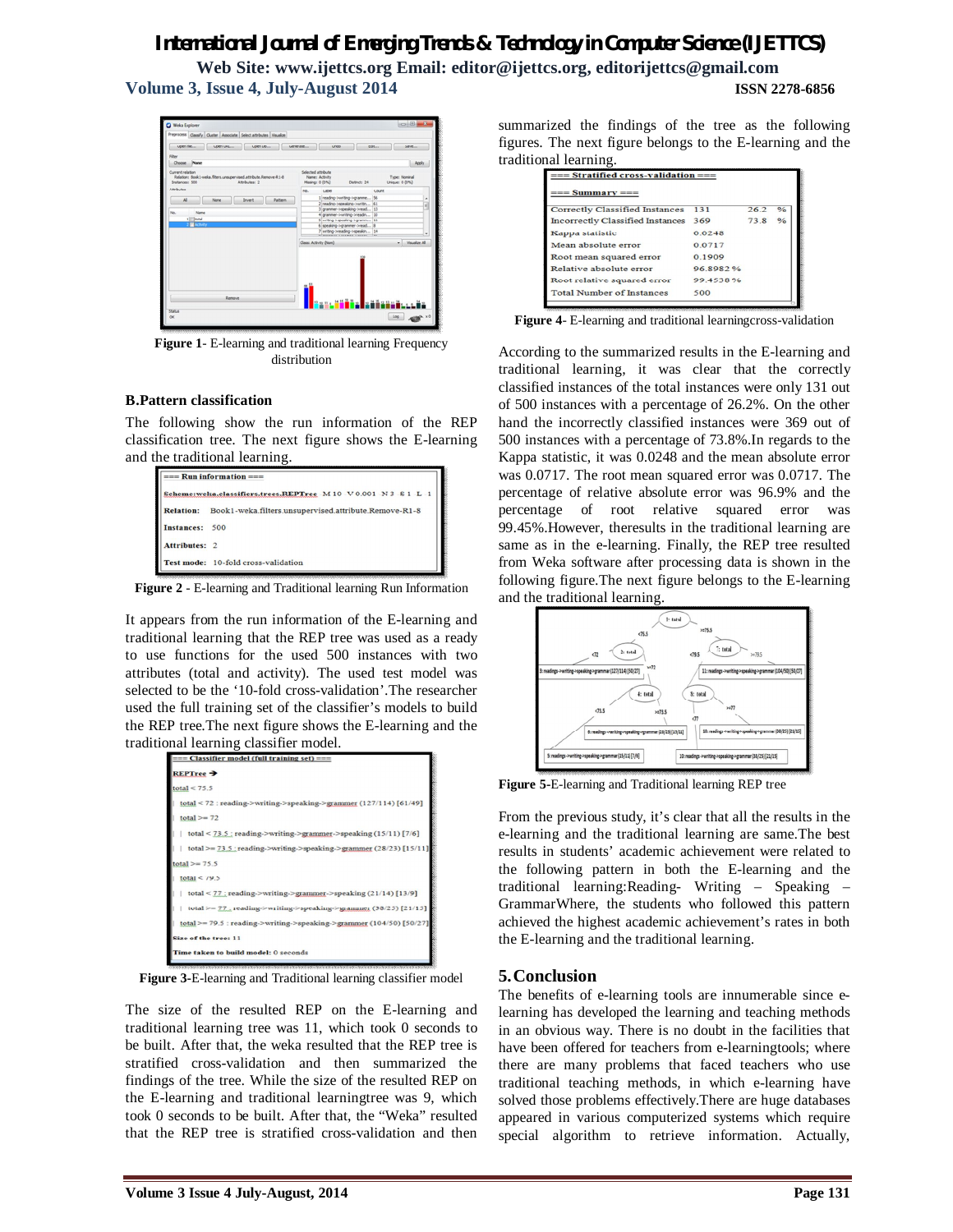Figure 1- E-learning and traditional learning Frequency distribution

### B.Pattern classification

The following show the run information of the REP classification tree. The next figure shows the E-learning and the traditional learning.

```
=== Run information ===
Scheme:weka.classifiers.trees.REPTree  M 10  V 0.001  N 3  S 1  L 1
Relation:   Book1-weka.filters.unsupervised.attribute.Remove-R1-8
Instances:  500
Attributes: 2
Test mode:  10-fold cross-validation
```

**Figure 2** - E-learning and Traditional learning Run Information

It appears from the run information of the E-learning and traditional learning that the REP tree was used as a ready to use functions for the used 500 instances with two attributes (total and activity). The used test model was selected to be the '10-fold cross-validation'.The researcher used the full training set of the classifier's models to build the REP tree.The next figure shows the E-learning and the traditional learning classifier model.

```
=== Classifier model (full training set) ===
REPTree
total < 75.5
|  total < 72 : reading->writing->speaking->grammer (127/114) [61/49]
|  total >= 72
|  |  total < 73.5 : reading->writing->grammer->speaking (15/11) [7/6]
|  |  total >= 73.5 : reading->writing->speaking->grammer (28/23) [15/11]
total >= 75.5
|  total < 79.5
|  |  total < 77 : reading->writing->grammer->speaking (21/14) [13/9]
|  |  total >= 77 : reading->writing->speaking->grammer (38/25) [21/15]
|  total >= 79.5 : reading->writing->speaking->grammer (104/50) [50/27]
Size of the tree: 11
Time taken to build model: 0 seconds
```

**Figure 3**-E-learning and Traditional learning classifier model

The size of the resulted REP on the E-learning and traditional learning tree was 11, which took 0 seconds to be built. After that, the weka resulted that the REP tree is stratified cross-validation and then summarized the findings of the tree. While the size of the resulted REP on the E-learning and traditional learningtree was 9, which took 0 seconds to be built. After that, the "Weka" resulted that the REP tree is stratified cross-validation and then summarized the findings of the tree as the following figures. The next figure belongs to the E-learning and the traditional learning.

=== Stratified cross-validation ===

=== Summary ===

| | | | |
|---|---|---|---|
| Correctly Classified Instances | 131 | 26.2 | % |
| Incorrectly Classified Instances | 369 | 73.8 | % |
| Kappa statistic | 0.0248 | | |
| Mean absolute error | 0.0717 | | |
| Root mean squared error | 0.1909 | | |
| Relative absolute error | 96.8982 % | | |
| Root relative squared error | 99.4538 % | | |
| Total Number of Instances | 500 | | |

**Figure 4**- E-learning and traditional learningcross-validation

According to the summarized results in the E-learning and traditional learning, it was clear that the correctly classified instances of the total instances were only 131 out of 500 instances with a percentage of 26.2%. On the other hand the incorrectly classified instances were 369 out of 500 instances with a percentage of 73.8%.In regards to the Kappa statistic, it was 0.0248 and the mean absolute error was 0.0717. The root mean squared error was 0.0717. The percentage of relative absolute error was 96.9% and the percentage of root relative squared error was 99.45%.However, theresults in the traditional learning are same as in the e-learning. Finally, the REP tree resulted from Weka software after processing data is shown in the following figure.The next figure belongs to the E-learning and the traditional learning.

**Figure 5**-E-learning and Traditional learning REP tree

From the previous study, it's clear that all the results in the e-learning and the traditional learning are same.The best results in students' academic achievement were related to the following pattern in both the E-learning and the traditional learning:Reading- Writing – Speaking – GrammarWhere, the students who followed this pattern achieved the highest academic achievement's rates in both the E-learning and the traditional learning.

## 5.Conclusion

The benefits of e-learning tools are innumerable since e-learning has developed the learning and teaching methods in an obvious way. There is no doubt in the facilities that have been offered for teachers from e-learningtools; where there are many problems that faced teachers who use traditional teaching methods, in which e-learning have solved those problems effectively.There are huge databases appeared in various computerized systems which require special algorithm to retrieve information. Actually,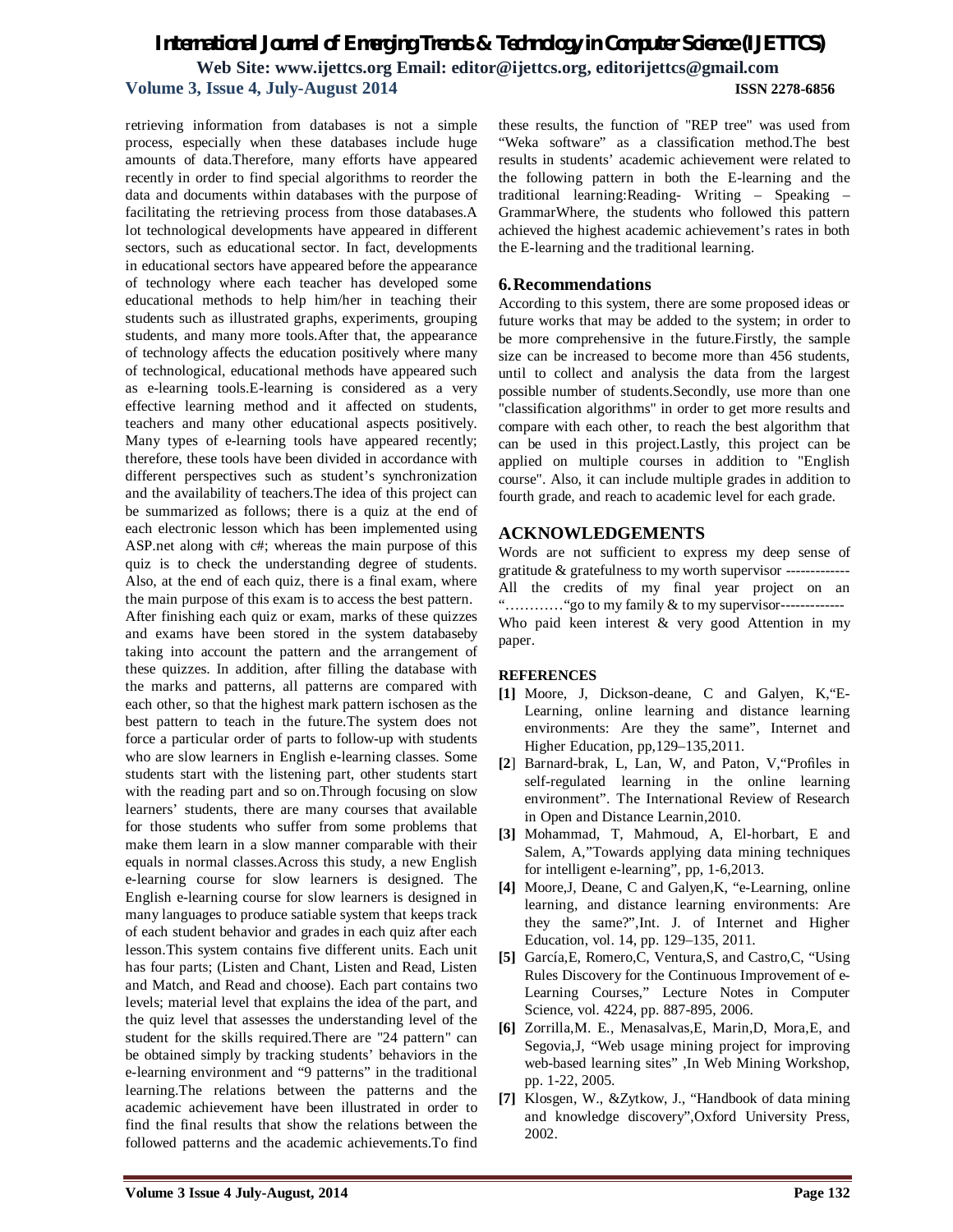retrieving information from databases is not a simple process, especially when these databases include huge amounts of data.Therefore, many efforts have appeared recently in order to find special algorithms to reorder the data and documents within databases with the purpose of facilitating the retrieving process from those databases.A lot technological developments have appeared in different sectors, such as educational sector. In fact, developments in educational sectors have appeared before the appearance of technology where each teacher has developed some educational methods to help him/her in teaching their students such as illustrated graphs, experiments, grouping students, and many more tools.After that, the appearance of technology affects the education positively where many of technological, educational methods have appeared such as e-learning tools.E-learning is considered as a very effective learning method and it affected on students, teachers and many other educational aspects positively. Many types of e-learning tools have appeared recently; therefore, these tools have been divided in accordance with different perspectives such as student's synchronization and the availability of teachers.The idea of this project can be summarized as follows; there is a quiz at the end of each electronic lesson which has been implemented using ASP.net along with c#; whereas the main purpose of this quiz is to check the understanding degree of students. Also, at the end of each quiz, there is a final exam, where the main purpose of this exam is to access the best pattern.

After finishing each quiz or exam, marks of these quizzes and exams have been stored in the system databaseby taking into account the pattern and the arrangement of these quizzes. In addition, after filling the database with the marks and patterns, all patterns are compared with each other, so that the highest mark pattern ischosen as the best pattern to teach in the future.The system does not force a particular order of parts to follow-up with students who are slow learners in English e-learning classes. Some students start with the listening part, other students start with the reading part and so on.Through focusing on slow learners' students, there are many courses that available for those students who suffer from some problems that make them learn in a slow manner comparable with their equals in normal classes.Across this study, a new English e-learning course for slow learners is designed. The English e-learning course for slow learners is designed in many languages to produce satiable system that keeps track of each student behavior and grades in each quiz after each lesson.This system contains five different units. Each unit has four parts; (Listen and Chant, Listen and Read, Listen and Match, and Read and choose). Each part contains two levels; material level that explains the idea of the part, and the quiz level that assesses the understanding level of the student for the skills required.There are "24 pattern" can be obtained simply by tracking students' behaviors in the e-learning environment and "9 patterns" in the traditional learning.The relations between the patterns and the academic achievement have been illustrated in order to find the final results that show the relations between the followed patterns and the academic achievements.To find these results, the function of "REP tree" was used from "Weka software" as a classification method.The best results in students' academic achievement were related to the following pattern in both the E-learning and the traditional learning:Reading- Writing – Speaking – GrammarWhere, the students who followed this pattern achieved the highest academic achievement's rates in both the E-learning and the traditional learning.

## 6. Recommendations

According to this system, there are some proposed ideas or future works that may be added to the system; in order to be more comprehensive in the future.Firstly, the sample size can be increased to become more than 456 students, until to collect and analysis the data from the largest possible number of students.Secondly, use more than one "classification algorithms" in order to get more results and compare with each other, to reach the best algorithm that can be used in this project.Lastly, this project can be applied on multiple courses in addition to "English course". Also, it can include multiple grades in addition to fourth grade, and reach to academic level for each grade.

## ACKNOWLEDGEMENTS

Words are not sufficient to express my deep sense of gratitude & gratefulness to my worth supervisor ------------- All the credits of my final year project on an "…………"go to my family & to my supervisor------------- Who paid keen interest & very good Attention in my paper.

### REFERENCES

**[1]** Moore, J, Dickson-deane, C and Galyen, K,"E-Learning, online learning and distance learning environments: Are they the same", Internet and Higher Education, pp,129–135,2011.

**[2]** Barnard-brak, L, Lan, W, and Paton, V,"Profiles in self-regulated learning in the online learning environment". The International Review of Research in Open and Distance Learnin,2010.

**[3]** Mohammad, T, Mahmoud, A, El-horbart, E and Salem, A,"Towards applying data mining techniques for intelligent e-learning", pp, 1-6,2013.

**[4]** Moore,J, Deane, C and Galyen,K, "e-Learning, online learning, and distance learning environments: Are they the same?",Int. J. of Internet and Higher Education, vol. 14, pp. 129–135, 2011.

**[5]** García,E, Romero,C, Ventura,S, and Castro,C, "Using Rules Discovery for the Continuous Improvement of e-Learning Courses," Lecture Notes in Computer Science, vol. 4224, pp. 887-895, 2006.

**[6]** Zorrilla,M. E., Menasalvas,E, Marin,D, Mora,E, and Segovia,J, "Web usage mining project for improving web-based learning sites" ,In Web Mining Workshop, pp. 1-22, 2005.

**[7]** Klosgen, W., &Zytkow, J., "Handbook of data mining and knowledge discovery",Oxford University Press, 2002.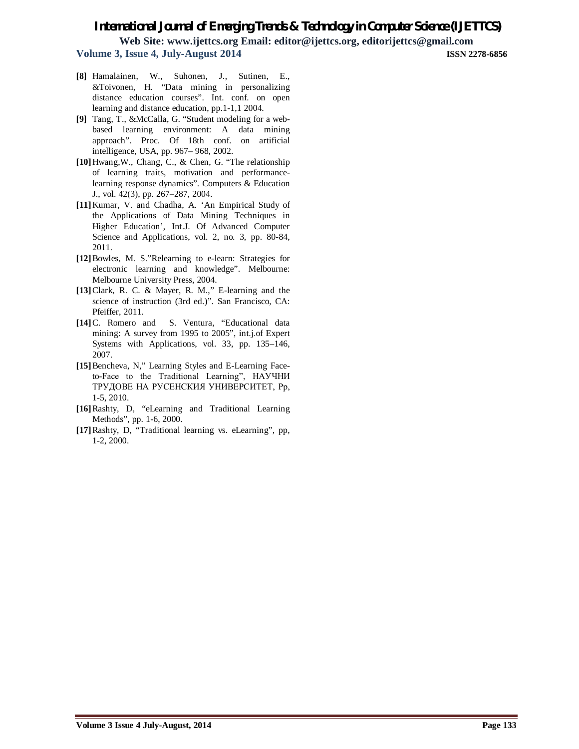**[8]** Hamalainen, W., Suhonen, J., Sutinen, E., &Toivonen, H. "Data mining in personalizing distance education courses". Int. conf. on open learning and distance education, pp.1-1,1 2004.

**[9]** Tang, T., &McCalla, G. "Student modeling for a web-based learning environment: A data mining approach". Proc. Of 18th conf. on artificial intelligence, USA, pp. 967– 968, 2002.

**[10]** Hwang,W., Chang, C., & Chen, G. "The relationship of learning traits, motivation and performance-learning response dynamics". Computers & Education J., vol. 42(3), pp. 267–287, 2004.

**[11]** Kumar, V. and Chadha, A. 'An Empirical Study of the Applications of Data Mining Techniques in Higher Education', Int.J. Of Advanced Computer Science and Applications, vol. 2, no. 3, pp. 80-84, 2011.

**[12]** Bowles, M. S."Relearning to e-learn: Strategies for electronic learning and knowledge". Melbourne: Melbourne University Press, 2004.

**[13]** Clark, R. C. & Mayer, R. M.," E-learning and the science of instruction (3rd ed.)". San Francisco, CA: Pfeiffer, 2011.

**[14]** C. Romero and S. Ventura, "Educational data mining: A survey from 1995 to 2005", int.j.of Expert Systems with Applications, vol. 33, pp. 135–146, 2007.

**[15]** Bencheva, N," Learning Styles and E-Learning Face-to-Face to the Traditional Learning", НАУЧНИ ТРУДОВЕ НА РУСЕНСКИЯ УНИВЕРСИТЕТ, Pp, 1-5, 2010.

**[16]** Rashty, D, "eLearning and Traditional Learning Methods", pp. 1-6, 2000.

**[17]** Rashty, D, "Traditional learning vs. eLearning", pp, 1-2, 2000.